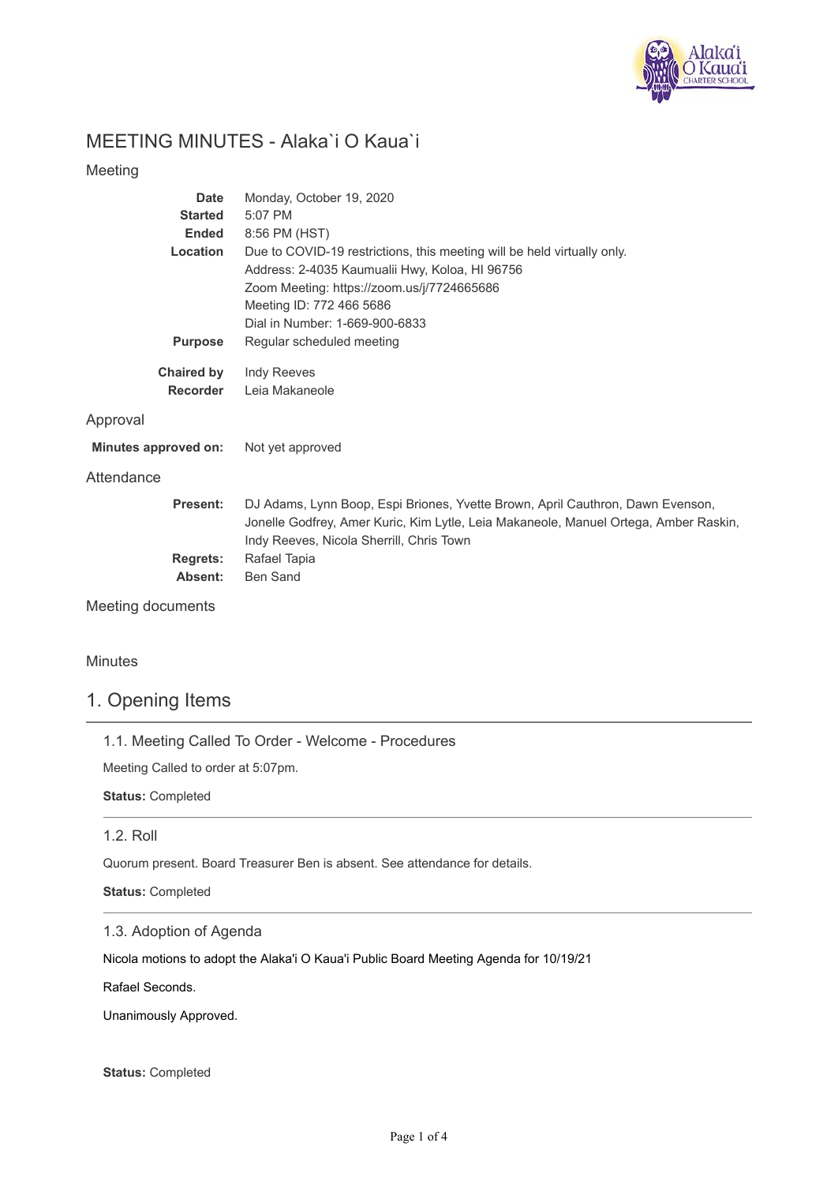# MEETING MINUTES - Alaka`i O Kaua`i

## Meeting

**Date** Monday, October 19, 2020
**Started** 5:07 PM
**Ended** 8:56 PM (HST)
**Location** Due to COVID-19 restrictions, this meeting will be held virtually only.
Address: 2-4035 Kaumualii Hwy, Koloa, HI 96756
Zoom Meeting: https://zoom.us/j/7724665686
Meeting ID: 772 466 5686
Dial in Number: 1-669-900-6833
**Purpose** Regular scheduled meeting

**Chaired by** Indy Reeves
**Recorder** Leia Makaneole

## Approval

**Minutes approved on:** Not yet approved

## Attendance

**Present:** DJ Adams, Lynn Boop, Espi Briones, Yvette Brown, April Cauthron, Dawn Evenson, Jonelle Godfrey, Amer Kuric, Kim Lytle, Leia Makaneole, Manuel Ortega, Amber Raskin, Indy Reeves, Nicola Sherrill, Chris Town
**Regrets:** Rafael Tapia
**Absent:** Ben Sand

## Meeting documents

## Minutes

# 1. Opening Items

### 1.1. Meeting Called To Order - Welcome - Procedures

Meeting Called to order at 5:07pm.

**Status:** Completed

### 1.2. Roll

Quorum present. Board Treasurer Ben is absent. See attendance for details.

**Status:** Completed

### 1.3. Adoption of Agenda

Nicola motions to adopt the Alaka'i O Kaua'i Public Board Meeting Agenda for 10/19/21

Rafael Seconds.

Unanimously Approved.

**Status:** Completed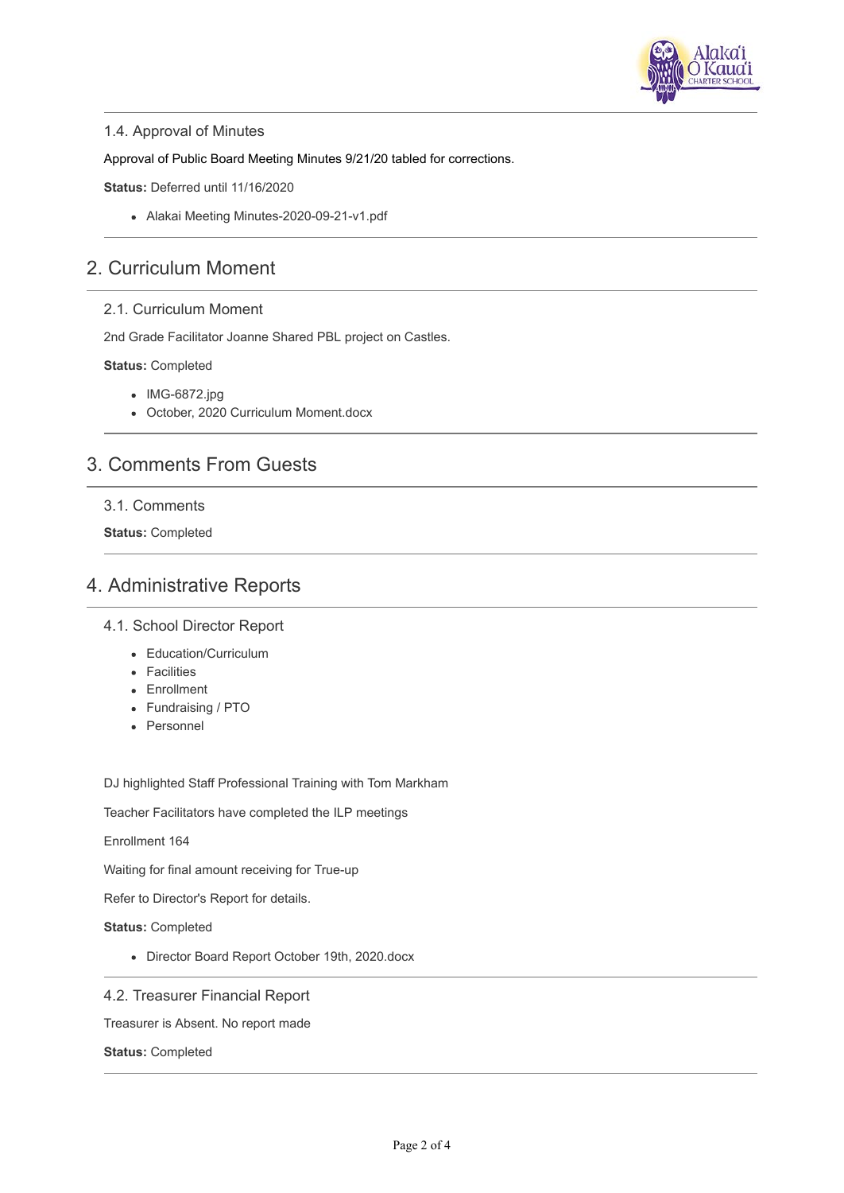### 1.4. Approval of Minutes

Approval of Public Board Meeting Minutes 9/21/20 tabled for corrections.

**Status:** Deferred until 11/16/2020

- Alakai Meeting Minutes-2020-09-21-v1.pdf

## 2. Curriculum Moment

### 2.1. Curriculum Moment

2nd Grade Facilitator Joanne Shared PBL project on Castles.

**Status:** Completed

- IMG-6872.jpg
- October, 2020 Curriculum Moment.docx

## 3. Comments From Guests

### 3.1. Comments

**Status:** Completed

## 4. Administrative Reports

### 4.1. School Director Report

- Education/Curriculum
- Facilities
- Enrollment
- Fundraising / PTO
- Personnel

DJ highlighted Staff Professional Training with Tom Markham

Teacher Facilitators have completed the ILP meetings

Enrollment 164

Waiting for final amount receiving for True-up

Refer to Director's Report for details.

**Status:** Completed

- Director Board Report October 19th, 2020.docx

### 4.2. Treasurer Financial Report

Treasurer is Absent. No report made

**Status:** Completed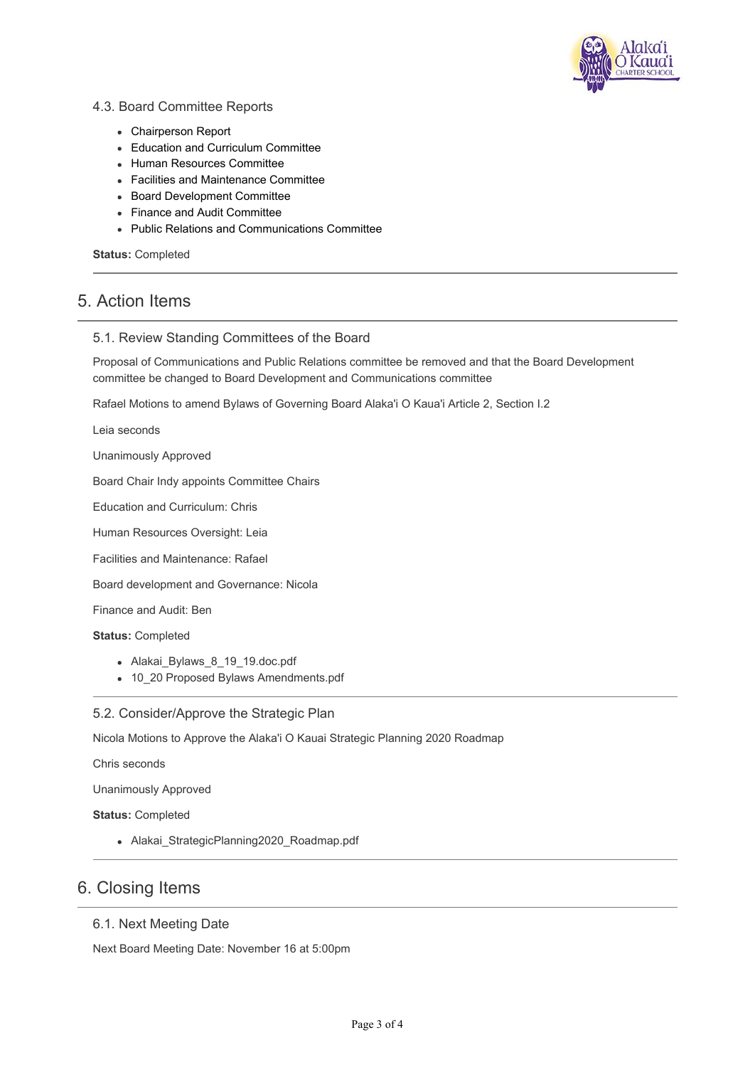### 4.3. Board Committee Reports

- Chairperson Report
- Education and Curriculum Committee
- Human Resources Committee
- Facilities and Maintenance Committee
- Board Development Committee
- Finance and Audit Committee
- Public Relations and Communications Committee

**Status:** Completed

## 5. Action Items

### 5.1. Review Standing Committees of the Board

Proposal of Communications and Public Relations committee be removed and that the Board Development committee be changed to Board Development and Communications committee

Rafael Motions to amend Bylaws of Governing Board Alaka'i O Kaua'i Article 2, Section I.2

Leia seconds

Unanimously Approved

Board Chair Indy appoints Committee Chairs

Education and Curriculum: Chris

Human Resources Oversight: Leia

Facilities and Maintenance: Rafael

Board development and Governance: Nicola

Finance and Audit: Ben

**Status:** Completed

- Alakai_Bylaws_8_19_19.doc.pdf
- 10_20 Proposed Bylaws Amendments.pdf

### 5.2. Consider/Approve the Strategic Plan

Nicola Motions to Approve the Alaka'i O Kauai Strategic Planning 2020 Roadmap

Chris seconds

Unanimously Approved

**Status:** Completed

- Alakai_StrategicPlanning2020_Roadmap.pdf

## 6. Closing Items

### 6.1. Next Meeting Date

Next Board Meeting Date: November 16 at 5:00pm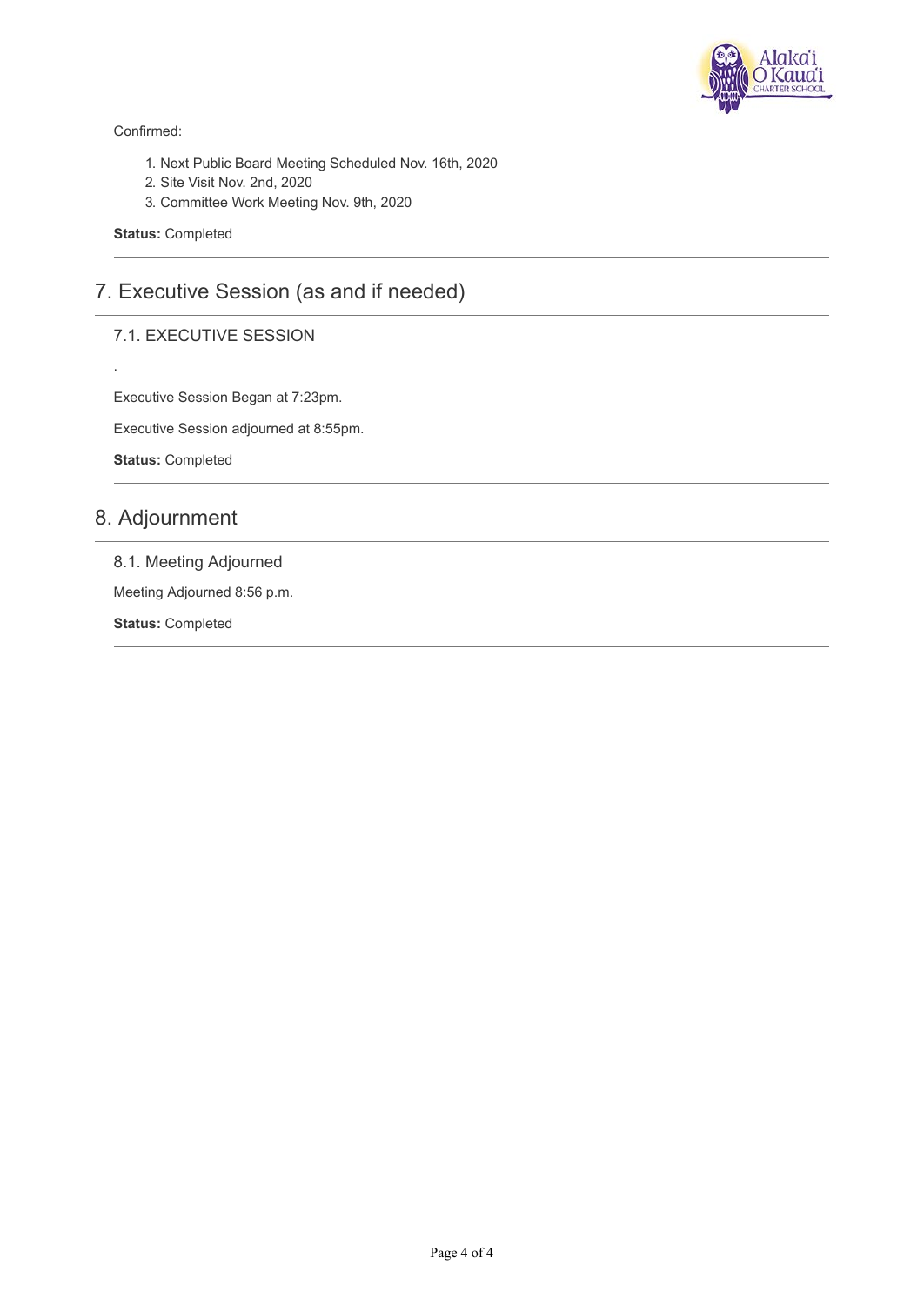Confirmed:

1. Next Public Board Meeting Scheduled Nov. 16th, 2020
2. Site Visit Nov. 2nd, 2020
3. Committee Work Meeting Nov. 9th, 2020

**Status:** Completed

## 7. Executive Session (as and if needed)

### 7.1. EXECUTIVE SESSION

.

Executive Session Began at 7:23pm.

Executive Session adjourned at 8:55pm.

**Status:** Completed

## 8. Adjournment

### 8.1. Meeting Adjourned

Meeting Adjourned 8:56 p.m.

**Status:** Completed